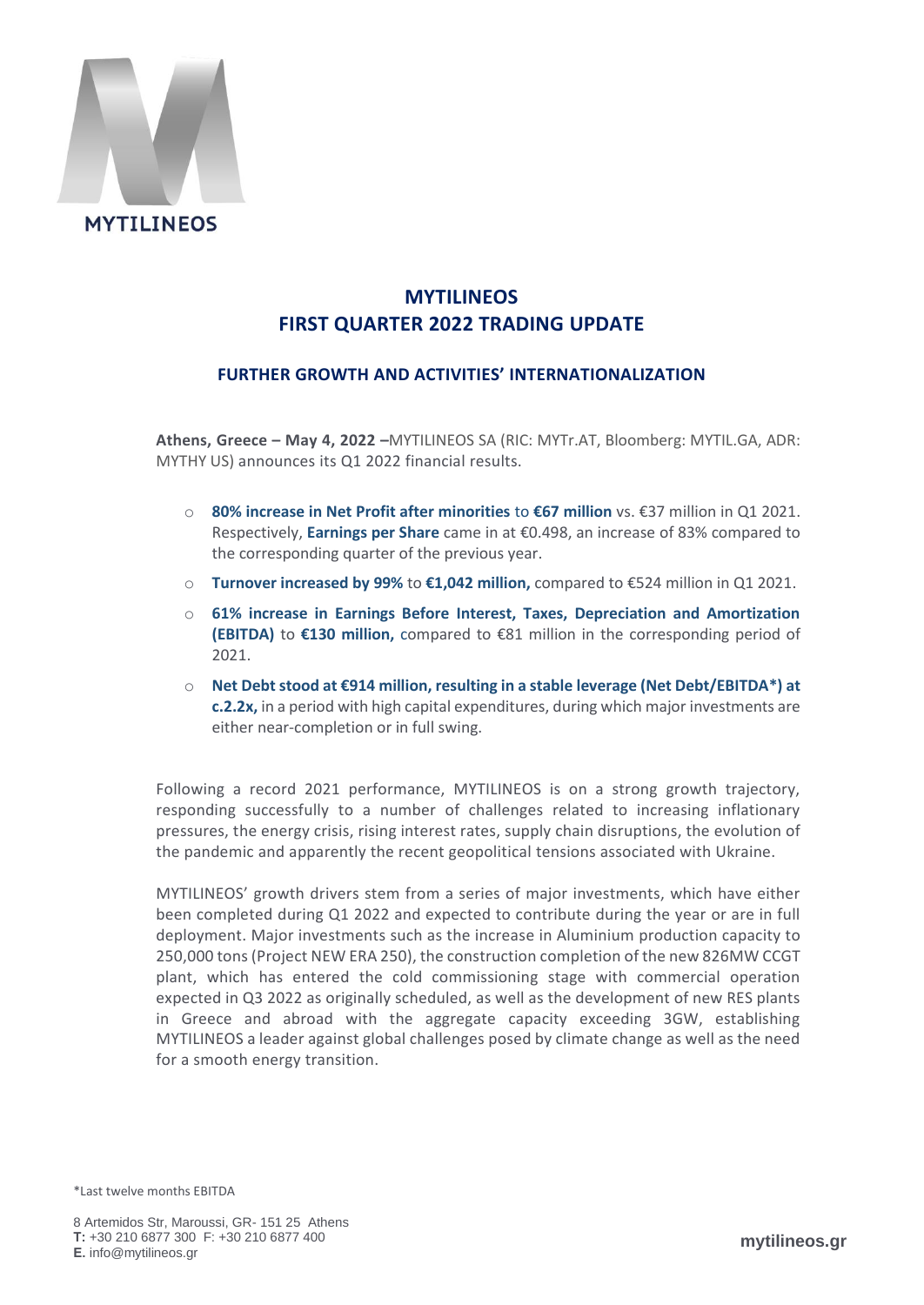MYTILINEOS

# MYTILINEOS
# FIRST QUARTER 2022 TRADING UPDATE

## FURTHER GROWTH AND ACTIVITIES' INTERNATIONALIZATION

**Athens, Greece – May 4, 2022 –**MYTILINEOS SA (RIC: MYTr.AT, Bloomberg: MYTIL.GA, ADR: MYTHY US) announces its Q1 2022 financial results.

- **80% increase in Net Profit after minorities** to **€67 million** vs. €37 million in Q1 2021. Respectively, **Earnings per Share** came in at €0.498, an increase of 83% compared to the corresponding quarter of the previous year.
- **Turnover increased by 99%** to **€1,042 million,** compared to €524 million in Q1 2021.
- **61% increase in Earnings Before Interest, Taxes, Depreciation and Amortization (EBITDA)** to **€130 million,** compared to €81 million in the corresponding period of 2021.
- **Net Debt stood at €914 million, resulting in a stable leverage (Net Debt/EBITDA*) at c.2.2x,** in a period with high capital expenditures, during which major investments are either near-completion or in full swing.

Following a record 2021 performance, MYTILINEOS is on a strong growth trajectory, responding successfully to a number of challenges related to increasing inflationary pressures, the energy crisis, rising interest rates, supply chain disruptions, the evolution of the pandemic and apparently the recent geopolitical tensions associated with Ukraine.

MYTILINEOS' growth drivers stem from a series of major investments, which have either been completed during Q1 2022 and expected to contribute during the year or are in full deployment. Major investments such as the increase in Aluminium production capacity to 250,000 tons (Project NEW ERA 250), the construction completion of the new 826MW CCGT plant, which has entered the cold commissioning stage with commercial operation expected in Q3 2022 as originally scheduled, as well as the development of new RES plants in Greece and abroad with the aggregate capacity exceeding 3GW, establishing MYTILINEOS a leader against global challenges posed by climate change as well as the need for a smooth energy transition.

*Last twelve months EBITDA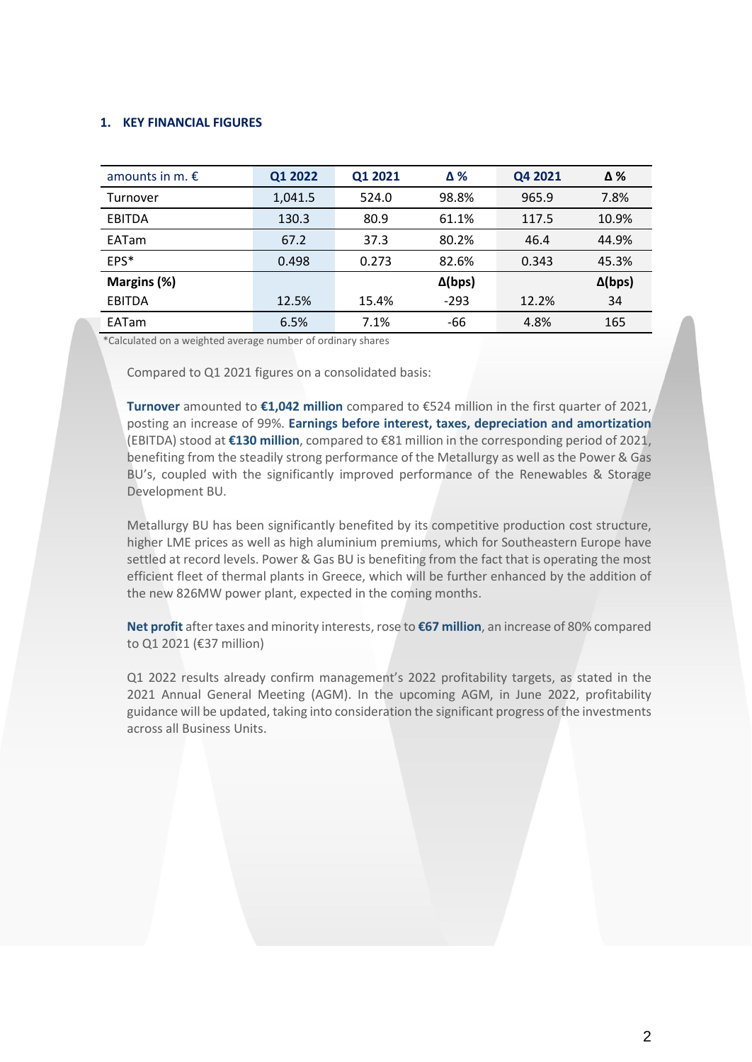## 1. KEY FINANCIAL FIGURES

| amounts in m. € | Q1 2022 | Q1 2021 | Δ % | Q4 2021 | Δ % |
|---|---|---|---|---|---|
| Turnover | 1,041.5 | 524.0 | 98.8% | 965.9 | 7.8% |
| EBITDA | 130.3 | 80.9 | 61.1% | 117.5 | 10.9% |
| EATam | 67.2 | 37.3 | 80.2% | 46.4 | 44.9% |
| EPS* | 0.498 | 0.273 | 82.6% | 0.343 | 45.3% |
| **Margins (%)** | | | **Δ(bps)** | | **Δ(bps)** |
| EBITDA | 12.5% | 15.4% | -293 | 12.2% | 34 |
| EATam | 6.5% | 7.1% | -66 | 4.8% | 165 |

*Calculated on a weighted average number of ordinary shares

Compared to Q1 2021 figures on a consolidated basis:

**Turnover** amounted to **€1,042 million** compared to €524 million in the first quarter of 2021, posting an increase of 99%. **Earnings before interest, taxes, depreciation and amortization** (EBITDA) stood at **€130 million**, compared to €81 million in the corresponding period of 2021, benefiting from the steadily strong performance of the Metallurgy as well as the Power & Gas BU's, coupled with the significantly improved performance of the Renewables & Storage Development BU.

Metallurgy BU has been significantly benefited by its competitive production cost structure, higher LME prices as well as high aluminium premiums, which for Southeastern Europe have settled at record levels. Power & Gas BU is benefiting from the fact that is operating the most efficient fleet of thermal plants in Greece, which will be further enhanced by the addition of the new 826MW power plant, expected in the coming months.

**Net profit** after taxes and minority interests, rose to **€67 million**, an increase of 80% compared to Q1 2021 (€37 million)

Q1 2022 results already confirm management's 2022 profitability targets, as stated in the 2021 Annual General Meeting (AGM). In the upcoming AGM, in June 2022, profitability guidance will be updated, taking into consideration the significant progress of the investments across all Business Units.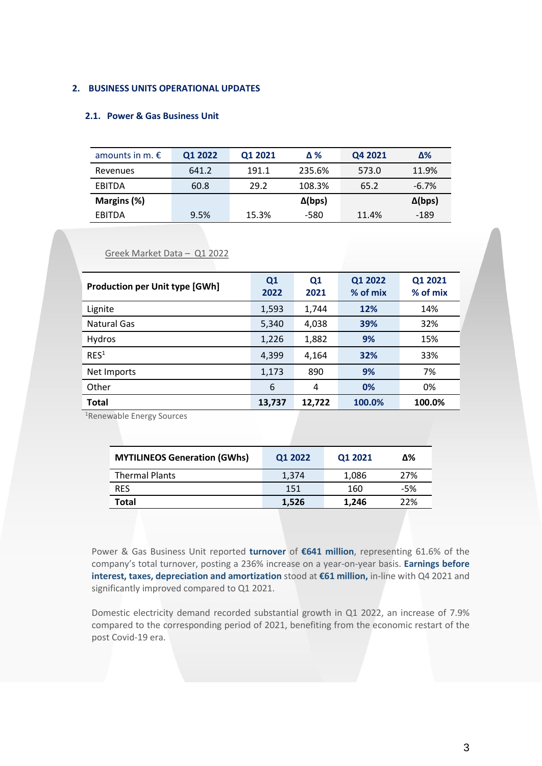## 2. BUSINESS UNITS OPERATIONAL UPDATES

### 2.1. Power & Gas Business Unit

| amounts in m. € | Q1 2022 | Q1 2021 | Δ % | Q4 2021 | Δ% |
|---|---|---|---|---|---|
| Revenues | 641.2 | 191.1 | 235.6% | 573.0 | 11.9% |
| EBITDA | 60.8 | 29.2 | 108.3% | 65.2 | -6.7% |
| **Margins (%)** | | | **Δ(bps)** | | **Δ(bps)** |
| EBITDA | 9.5% | 15.3% | -580 | 11.4% | -189 |

Greek Market Data – Q1 2022

| Production per Unit type [GWh] | Q1 2022 | Q1 2021 | Q1 2022 % of mix | Q1 2021 % of mix |
|---|---|---|---|---|
| Lignite | 1,593 | 1,744 | 12% | 14% |
| Natural Gas | 5,340 | 4,038 | 39% | 32% |
| Hydros | 1,226 | 1,882 | 9% | 15% |
| RES[1] | 4,399 | 4,164 | 32% | 33% |
| Net Imports | 1,173 | 890 | 9% | 7% |
| Other | 6 | 4 | 0% | 0% |
| **Total** | **13,737** | **12,722** | **100.0%** | **100.0%** |

[1]Renewable Energy Sources

| MYTILINEOS Generation (GWhs) | Q1 2022 | Q1 2021 | Δ% |
|---|---|---|---|
| Thermal Plants | 1,374 | 1,086 | 27% |
| RES | 151 | 160 | -5% |
| **Total** | **1,526** | **1,246** | 22% |

Power & Gas Business Unit reported **turnover** of **€641 million**, representing 61.6% of the company's total turnover, posting a 236% increase on a year-on-year basis. **Earnings before interest, taxes, depreciation and amortization** stood at **€61 million,** in-line with Q4 2021 and significantly improved compared to Q1 2021.

Domestic electricity demand recorded substantial growth in Q1 2022, an increase of 7.9% compared to the corresponding period of 2021, benefiting from the economic restart of the post Covid-19 era.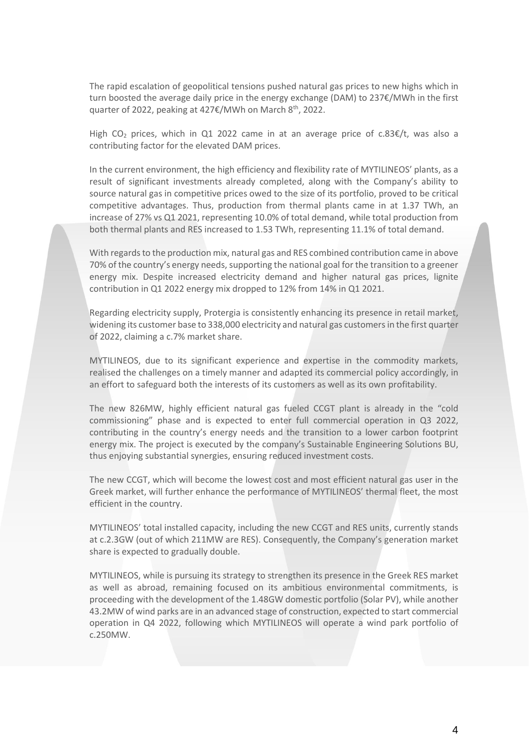The rapid escalation of geopolitical tensions pushed natural gas prices to new highs which in turn boosted the average daily price in the energy exchange (DAM) to 237€/MWh in the first quarter of 2022, peaking at 427€/MWh on March 8th, 2022.

High $CO_2$ prices, which in Q1 2022 came in at an average price of c.83€/t, was also a contributing factor for the elevated DAM prices.

In the current environment, the high efficiency and flexibility rate of MYTILINEOS' plants, as a result of significant investments already completed, along with the Company's ability to source natural gas in competitive prices owed to the size of its portfolio, proved to be critical competitive advantages. Thus, production from thermal plants came in at 1.37 TWh, an increase of 27% vs Q1 2021, representing 10.0% of total demand, while total production from both thermal plants and RES increased to 1.53 TWh, representing 11.1% of total demand.

With regards to the production mix, natural gas and RES combined contribution came in above 70% of the country's energy needs, supporting the national goal for the transition to a greener energy mix. Despite increased electricity demand and higher natural gas prices, lignite contribution in Q1 2022 energy mix dropped to 12% from 14% in Q1 2021.

Regarding electricity supply, Protergia is consistently enhancing its presence in retail market, widening its customer base to 338,000 electricity and natural gas customers in the first quarter of 2022, claiming a c.7% market share.

MYTILINEOS, due to its significant experience and expertise in the commodity markets, realised the challenges on a timely manner and adapted its commercial policy accordingly, in an effort to safeguard both the interests of its customers as well as its own profitability.

The new 826MW, highly efficient natural gas fueled CCGT plant is already in the "cold commissioning" phase and is expected to enter full commercial operation in Q3 2022, contributing in the country's energy needs and the transition to a lower carbon footprint energy mix. The project is executed by the company's Sustainable Engineering Solutions BU, thus enjoying substantial synergies, ensuring reduced investment costs.

The new CCGT, which will become the lowest cost and most efficient natural gas user in the Greek market, will further enhance the performance of MYTILINEOS' thermal fleet, the most efficient in the country.

MYTILINEOS' total installed capacity, including the new CCGT and RES units, currently stands at c.2.3GW (out of which 211MW are RES). Consequently, the Company's generation market share is expected to gradually double.

MYTILINEOS, while is pursuing its strategy to strengthen its presence in the Greek RES market as well as abroad, remaining focused on its ambitious environmental commitments, is proceeding with the development of the 1.48GW domestic portfolio (Solar PV), while another 43.2MW of wind parks are in an advanced stage of construction, expected to start commercial operation in Q4 2022, following which MYTILINEOS will operate a wind park portfolio of c.250MW.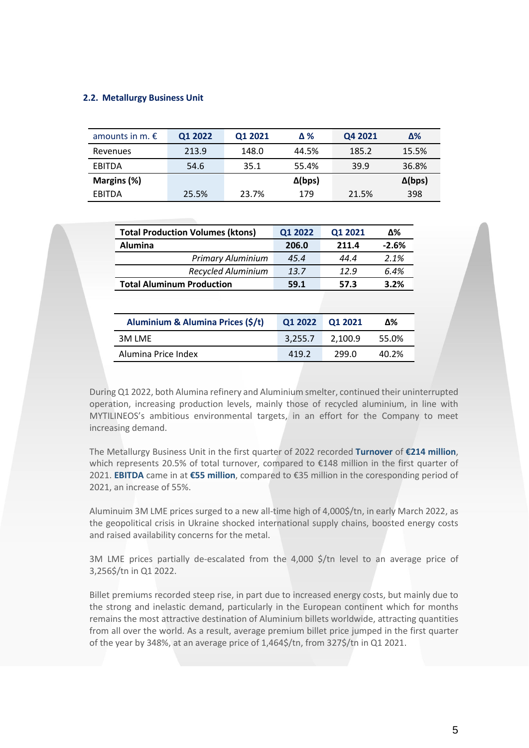### 2.2. Metallurgy Business Unit

| amounts in m. € | Q1 2022 | Q1 2021 | Δ % | Q4 2021 | Δ% |
|---|---|---|---|---|---|
| Revenues | 213.9 | 148.0 | 44.5% | 185.2 | 15.5% |
| EBITDA | 54.6 | 35.1 | 55.4% | 39.9 | 36.8% |
| **Margins (%)** | | | **Δ(bps)** | | **Δ(bps)** |
| EBITDA | 25.5% | 23.7% | 179 | 21.5% | 398 |

| Total Production Volumes (ktons) | Q1 2022 | Q1 2021 | Δ% |
|---|---|---|---|
| **Alumina** | **206.0** | **211.4** | **-2.6%** |
| *Primary Aluminium* | *45.4* | *44.4* | *2.1%* |
| *Recycled Aluminium* | *13.7* | *12.9* | *6.4%* |
| **Total Aluminum Production** | **59.1** | **57.3** | **3.2%** |

| Aluminium & Alumina Prices ($/t) | Q1 2022 | Q1 2021 | Δ% |
|---|---|---|---|
| 3M LME | 3,255.7 | 2,100.9 | 55.0% |
| Alumina Price Index | 419.2 | 299.0 | 40.2% |

During Q1 2022, both Alumina refinery and Aluminium smelter, continued their uninterrupted operation, increasing production levels, mainly those of recycled aluminium, in line with MYTILINEOS's ambitious environmental targets, in an effort for the Company to meet increasing demand.

The Metallurgy Business Unit in the first quarter of 2022 recorded **Turnover** of **€214 million**, which represents 20.5% of total turnover, compared to €148 million in the first quarter of 2021. **EBITDA** came in at **€55 million**, compared to €35 million in the coresponding period of 2021, an increase of 55%.

Aluminuim 3M LME prices surged to a new all-time high of 4,000$/tn, in early March 2022, as the geopolitical crisis in Ukraine shocked international supply chains, boosted energy costs and raised availability concerns for the metal.

3M LME prices partially de-escalated from the 4,000 $/tn level to an average price of 3,256$/tn in Q1 2022.

Billet premiums recorded steep rise, in part due to increased energy costs, but mainly due to the strong and inelastic demand, particularly in the European continent which for months remains the most attractive destination of Aluminium billets worldwide, attracting quantities from all over the world. As a result, average premium billet price jumped in the first quarter of the year by 348%, at an average price of 1,464$/tn, from 327$/tn in Q1 2021.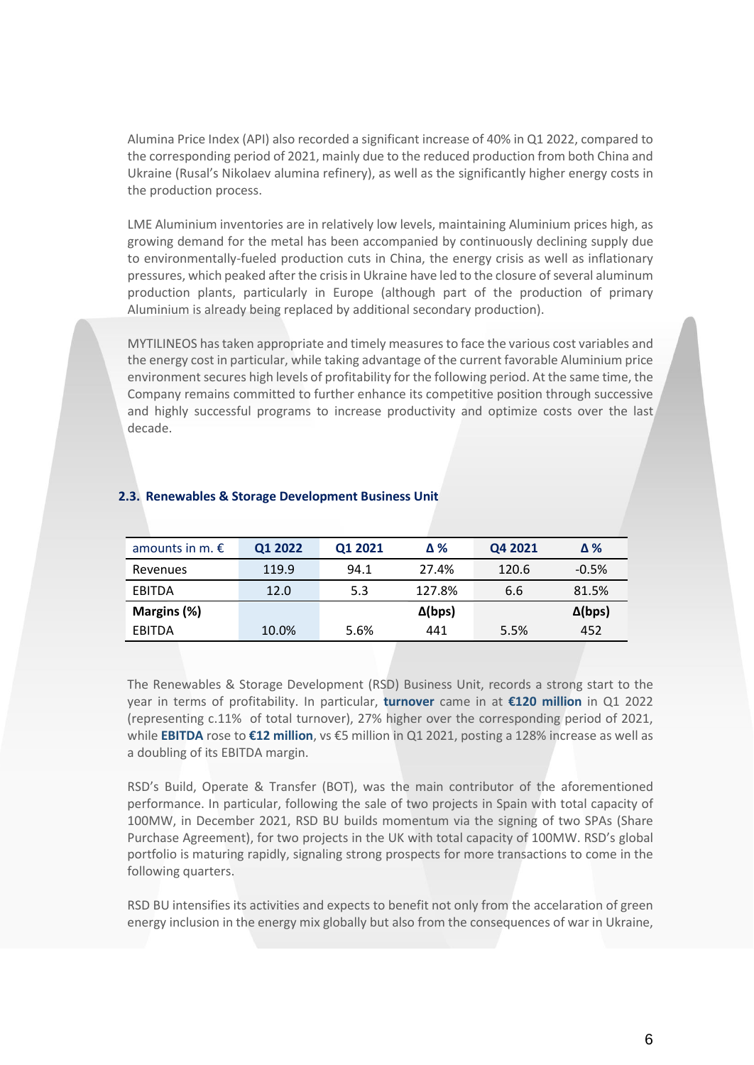Alumina Price Index (API) also recorded a significant increase of 40% in Q1 2022, compared to the corresponding period of 2021, mainly due to the reduced production from both China and Ukraine (Rusal's Nikolaev alumina refinery), as well as the significantly higher energy costs in the production process.

LME Aluminium inventories are in relatively low levels, maintaining Aluminium prices high, as growing demand for the metal has been accompanied by continuously declining supply due to environmentally-fueled production cuts in China, the energy crisis as well as inflationary pressures, which peaked after the crisis in Ukraine have led to the closure of several aluminum production plants, particularly in Europe (although part of the production of primary Aluminium is already being replaced by additional secondary production).

MYTILINEOS has taken appropriate and timely measures to face the various cost variables and the energy cost in particular, while taking advantage of the current favorable Aluminium price environment secures high levels of profitability for the following period. At the same time, the Company remains committed to further enhance its competitive position through successive and highly successful programs to increase productivity and optimize costs over the last decade.

### 2.3. Renewables & Storage Development Business Unit

| amounts in m. € | Q1 2022 | Q1 2021 | Δ % | Q4 2021 | Δ % |
|---|---|---|---|---|---|
| Revenues | 119.9 | 94.1 | 27.4% | 120.6 | -0.5% |
| EBITDA | 12.0 | 5.3 | 127.8% | 6.6 | 81.5% |
| **Margins (%)** | | | **Δ(bps)** | | **Δ(bps)** |
| EBITDA | 10.0% | 5.6% | 441 | 5.5% | 452 |

The Renewables & Storage Development (RSD) Business Unit, records a strong start to the year in terms of profitability. In particular, **turnover** came in at **€120 million** in Q1 2022 (representing c.11% of total turnover), 27% higher over the corresponding period of 2021, while **EBITDA** rose to **€12 million**, vs €5 million in Q1 2021, posting a 128% increase as well as a doubling of its EBITDA margin.

RSD's Build, Operate & Transfer (BOT), was the main contributor of the aforementioned performance. In particular, following the sale of two projects in Spain with total capacity of 100MW, in December 2021, RSD BU builds momentum via the signing of two SPAs (Share Purchase Agreement), for two projects in the UK with total capacity of 100MW. RSD's global portfolio is maturing rapidly, signaling strong prospects for more transactions to come in the following quarters.

RSD BU intensifies its activities and expects to benefit not only from the accelaration of green energy inclusion in the energy mix globally but also from the consequences of war in Ukraine,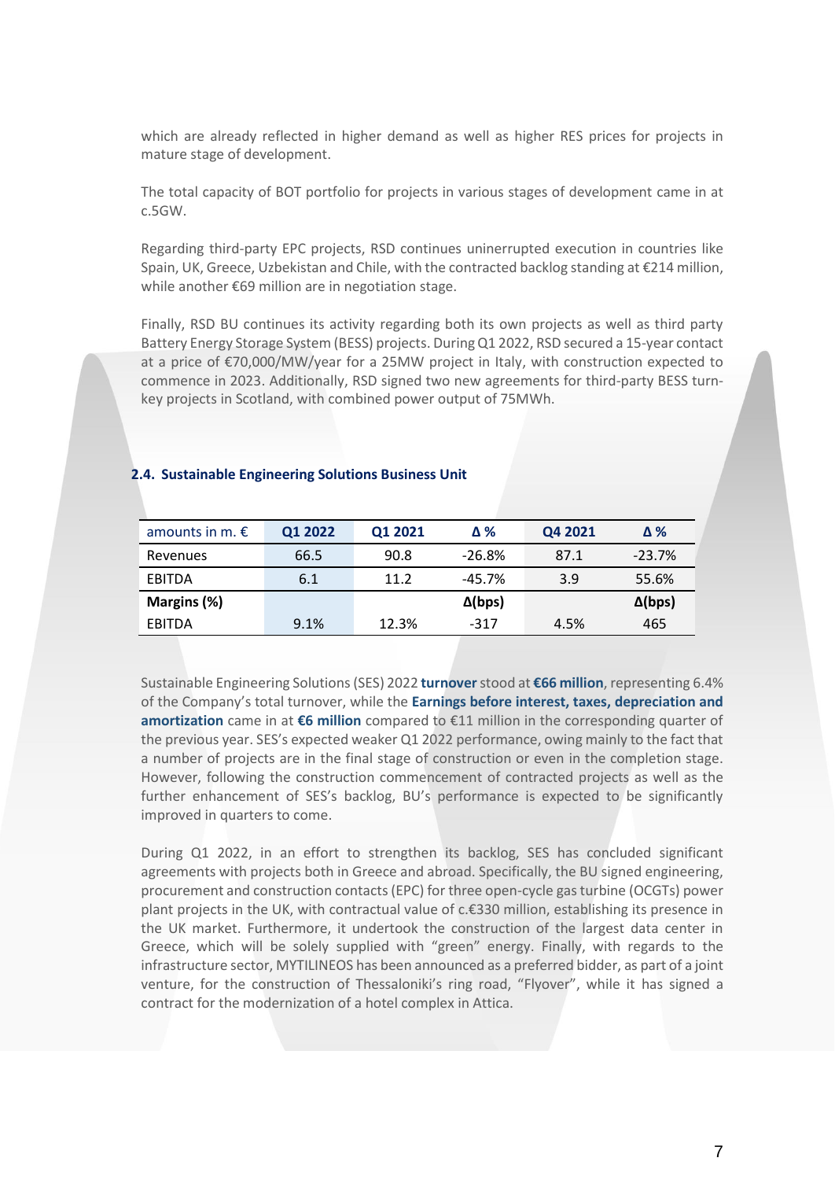which are already reflected in higher demand as well as higher RES prices for projects in mature stage of development.

The total capacity of BOT portfolio for projects in various stages of development came in at c.5GW.

Regarding third-party EPC projects, RSD continues uninterrupted execution in countries like Spain, UK, Greece, Uzbekistan and Chile, with the contracted backlog standing at €214 million, while another €69 million are in negotiation stage.

Finally, RSD BU continues its activity regarding both its own projects as well as third party Battery Energy Storage System (BESS) projects. During Q1 2022, RSD secured a 15-year contact at a price of €70,000/MW/year for a 25MW project in Italy, with construction expected to commence in 2023. Additionally, RSD signed two new agreements for third-party BESS turn-key projects in Scotland, with combined power output of 75MWh.

### 2.4. Sustainable Engineering Solutions Business Unit

| amounts in m. € | Q1 2022 | Q1 2021 | Δ % | Q4 2021 | Δ % |
|---|---|---|---|---|---|
| Revenues | 66.5 | 90.8 | -26.8% | 87.1 | -23.7% |
| EBITDA | 6.1 | 11.2 | -45.7% | 3.9 | 55.6% |
| **Margins (%)** | | | **Δ(bps)** | | **Δ(bps)** |
| EBITDA | 9.1% | 12.3% | -317 | 4.5% | 465 |

Sustainable Engineering Solutions (SES) 2022 **turnover** stood at **€66 million**, representing 6.4% of the Company's total turnover, while the **Earnings before interest, taxes, depreciation and amortization** came in at **€6 million** compared to €11 million in the corresponding quarter of the previous year. SES's expected weaker Q1 2022 performance, owing mainly to the fact that a number of projects are in the final stage of construction or even in the completion stage. However, following the construction commencement of contracted projects as well as the further enhancement of SES's backlog, BU's performance is expected to be significantly improved in quarters to come.

During Q1 2022, in an effort to strengthen its backlog, SES has concluded significant agreements with projects both in Greece and abroad. Specifically, the BU signed engineering, procurement and construction contacts (EPC) for three open-cycle gas turbine (OCGTs) power plant projects in the UK, with contractual value of c.€330 million, establishing its presence in the UK market. Furthermore, it undertook the construction of the largest data center in Greece, which will be solely supplied with "green" energy. Finally, with regards to the infrastructure sector, MYTILINEOS has been announced as a preferred bidder, as part of a joint venture, for the construction of Thessaloniki's ring road, "Flyover", while it has signed a contract for the modernization of a hotel complex in Attica.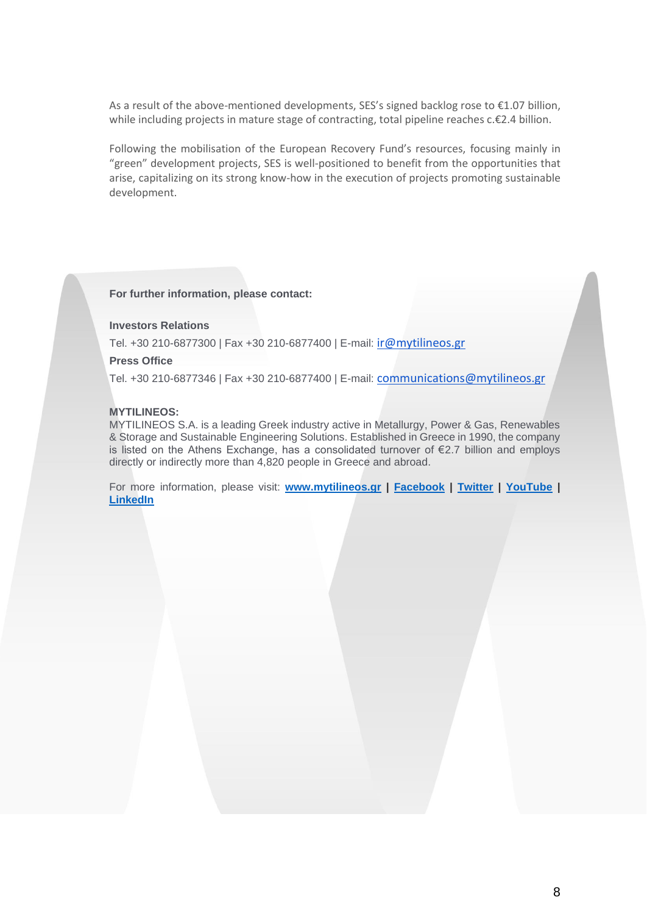As a result of the above-mentioned developments, SES's signed backlog rose to €1.07 billion, while including projects in mature stage of contracting, total pipeline reaches c.€2.4 billion.

Following the mobilisation of the European Recovery Fund's resources, focusing mainly in "green" development projects, SES is well-positioned to benefit from the opportunities that arise, capitalizing on its strong know-how in the execution of projects promoting sustainable development.

**For further information, please contact:**

**Investors Relations**

Tel. +30 210-6877300 | Fax +30 210-6877400 | E-mail: ir@mytilineos.gr

**Press Office**

Tel. +30 210-6877346 | Fax +30 210-6877400 | E-mail: communications@mytilineos.gr

**MYTILINEOS:**

MYTILINEOS S.A. is a leading Greek industry active in Metallurgy, Power & Gas, Renewables & Storage and Sustainable Engineering Solutions. Established in Greece in 1990, the company is listed on the Athens Exchange, has a consolidated turnover of €2.7 billion and employs directly or indirectly more than 4,820 people in Greece and abroad.

For more information, please visit: **www.mytilineos.gr** | **Facebook** | **Twitter** | **YouTube** | **LinkedIn**